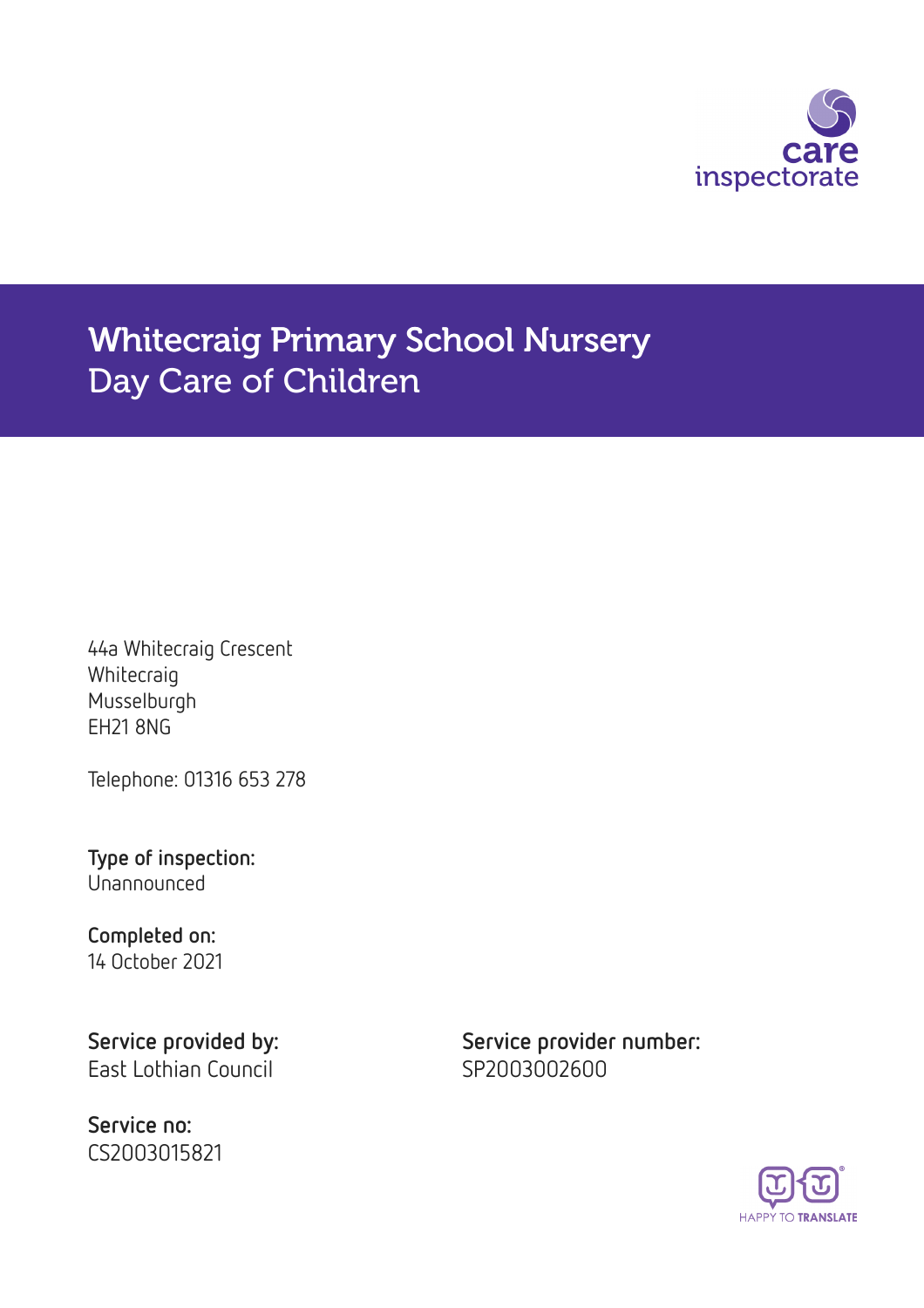care inspectorate

# Whitecraig Primary School Nursery
## Day Care of Children

44a Whitecraig Crescent
Whitecraig
Musselburgh
EH21 8NG

Telephone: 01316 653 278

**Type of inspection:**
Unannounced

**Completed on:**
14 October 2021

**Service provided by:**
East Lothian Council

**Service provider number:**
SP2003002600

**Service no:**
CS2003015821

HAPPY TO TRANSLATE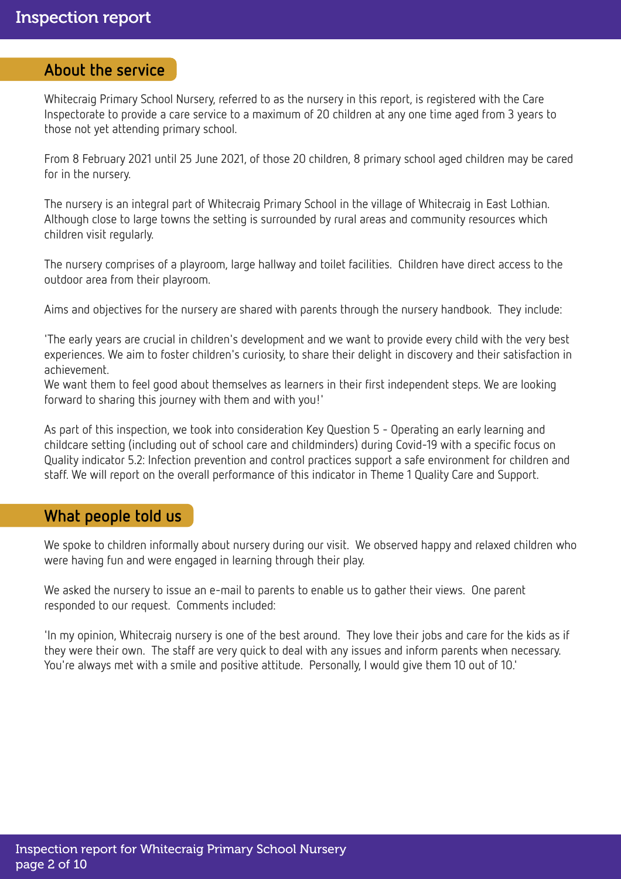## About the service

Whitecraig Primary School Nursery, referred to as the nursery in this report, is registered with the Care Inspectorate to provide a care service to a maximum of 20 children at any one time aged from 3 years to those not yet attending primary school.

From 8 February 2021 until 25 June 2021, of those 20 children, 8 primary school aged children may be cared for in the nursery.

The nursery is an integral part of Whitecraig Primary School in the village of Whitecraig in East Lothian. Although close to large towns the setting is surrounded by rural areas and community resources which children visit regularly.

The nursery comprises of a playroom, large hallway and toilet facilities. Children have direct access to the outdoor area from their playroom.

Aims and objectives for the nursery are shared with parents through the nursery handbook. They include:

'The early years are crucial in children's development and we want to provide every child with the very best experiences. We aim to foster children's curiosity, to share their delight in discovery and their satisfaction in achievement.
We want them to feel good about themselves as learners in their first independent steps. We are looking forward to sharing this journey with them and with you!'

As part of this inspection, we took into consideration Key Question 5 - Operating an early learning and childcare setting (including out of school care and childminders) during Covid-19 with a specific focus on Quality indicator 5.2: Infection prevention and control practices support a safe environment for children and staff. We will report on the overall performance of this indicator in Theme 1 Quality Care and Support.

## What people told us

We spoke to children informally about nursery during our visit. We observed happy and relaxed children who were having fun and were engaged in learning through their play.

We asked the nursery to issue an e-mail to parents to enable us to gather their views. One parent responded to our request. Comments included:

'In my opinion, Whitecraig nursery is one of the best around. They love their jobs and care for the kids as if they were their own. The staff are very quick to deal with any issues and inform parents when necessary. You're always met with a smile and positive attitude. Personally, I would give them 10 out of 10.'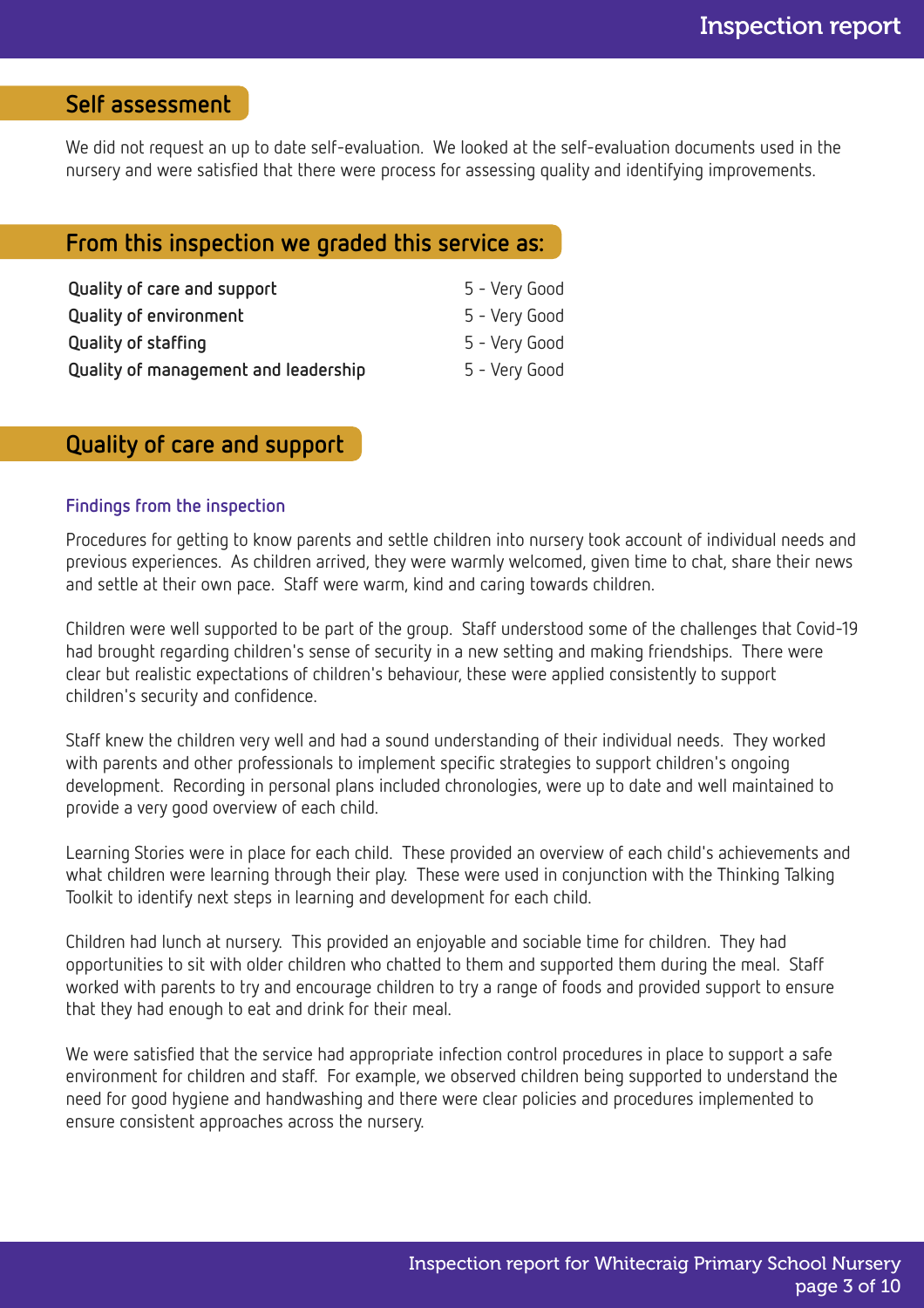## Self assessment

We did not request an up to date self-evaluation. We looked at the self-evaluation documents used in the nursery and were satisfied that there were process for assessing quality and identifying improvements.

## From this inspection we graded this service as:

| | |
|---|---|
| **Quality of care and support** | 5 - Very Good |
| **Quality of environment** | 5 - Very Good |
| **Quality of staffing** | 5 - Very Good |
| **Quality of management and leadership** | 5 - Very Good |

## Quality of care and support

### Findings from the inspection

Procedures for getting to know parents and settle children into nursery took account of individual needs and previous experiences. As children arrived, they were warmly welcomed, given time to chat, share their news and settle at their own pace. Staff were warm, kind and caring towards children.

Children were well supported to be part of the group. Staff understood some of the challenges that Covid-19 had brought regarding children's sense of security in a new setting and making friendships. There were clear but realistic expectations of children's behaviour, these were applied consistently to support children's security and confidence.

Staff knew the children very well and had a sound understanding of their individual needs. They worked with parents and other professionals to implement specific strategies to support children's ongoing development. Recording in personal plans included chronologies, were up to date and well maintained to provide a very good overview of each child.

Learning Stories were in place for each child. These provided an overview of each child's achievements and what children were learning through their play. These were used in conjunction with the Thinking Talking Toolkit to identify next steps in learning and development for each child.

Children had lunch at nursery. This provided an enjoyable and sociable time for children. They had opportunities to sit with older children who chatted to them and supported them during the meal. Staff worked with parents to try and encourage children to try a range of foods and provided support to ensure that they had enough to eat and drink for their meal.

We were satisfied that the service had appropriate infection control procedures in place to support a safe environment for children and staff. For example, we observed children being supported to understand the need for good hygiene and handwashing and there were clear policies and procedures implemented to ensure consistent approaches across the nursery.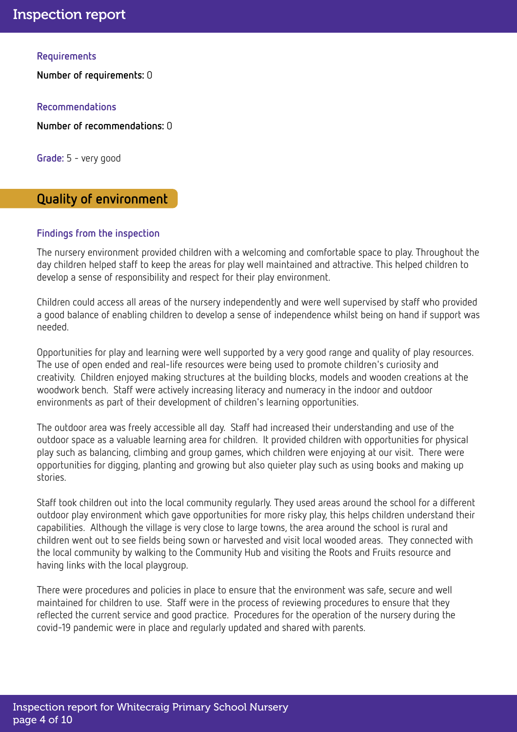### Requirements

**Number of requirements:** 0

### Recommendations

**Number of recommendations:** 0

**Grade:** 5 - very good

## Quality of environment

### Findings from the inspection

The nursery environment provided children with a welcoming and comfortable space to play. Throughout the day children helped staff to keep the areas for play well maintained and attractive. This helped children to develop a sense of responsibility and respect for their play environment.

Children could access all areas of the nursery independently and were well supervised by staff who provided a good balance of enabling children to develop a sense of independence whilst being on hand if support was needed.

Opportunities for play and learning were well supported by a very good range and quality of play resources. The use of open ended and real-life resources were being used to promote children's curiosity and creativity. Children enjoyed making structures at the building blocks, models and wooden creations at the woodwork bench. Staff were actively increasing literacy and numeracy in the indoor and outdoor environments as part of their development of children's learning opportunities.

The outdoor area was freely accessible all day. Staff had increased their understanding and use of the outdoor space as a valuable learning area for children. It provided children with opportunities for physical play such as balancing, climbing and group games, which children were enjoying at our visit. There were opportunities for digging, planting and growing but also quieter play such as using books and making up stories.

Staff took children out into the local community regularly. They used areas around the school for a different outdoor play environment which gave opportunities for more risky play, this helps children understand their capabilities. Although the village is very close to large towns, the area around the school is rural and children went out to see fields being sown or harvested and visit local wooded areas. They connected with the local community by walking to the Community Hub and visiting the Roots and Fruits resource and having links with the local playgroup.

There were procedures and policies in place to ensure that the environment was safe, secure and well maintained for children to use. Staff were in the process of reviewing procedures to ensure that they reflected the current service and good practice. Procedures for the operation of the nursery during the covid-19 pandemic were in place and regularly updated and shared with parents.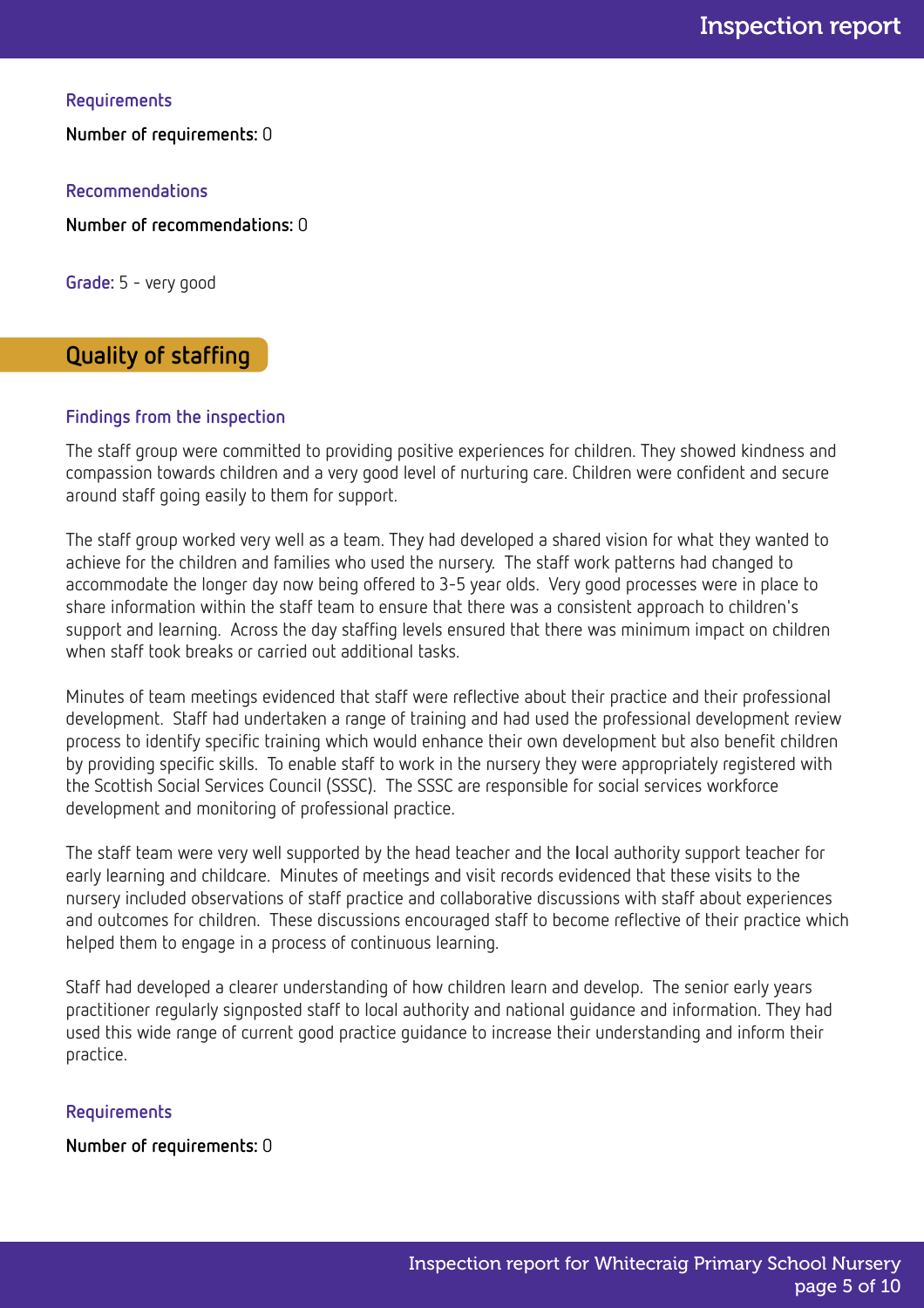### Requirements

**Number of requirements:** 0

### Recommendations

**Number of recommendations:** 0

**Grade:** 5 - very good

## Quality of staffing

### Findings from the inspection

The staff group were committed to providing positive experiences for children. They showed kindness and compassion towards children and a very good level of nurturing care. Children were confident and secure around staff going easily to them for support.

The staff group worked very well as a team. They had developed a shared vision for what they wanted to achieve for the children and families who used the nursery. The staff work patterns had changed to accommodate the longer day now being offered to 3-5 year olds. Very good processes were in place to share information within the staff team to ensure that there was a consistent approach to children's support and learning. Across the day staffing levels ensured that there was minimum impact on children when staff took breaks or carried out additional tasks.

Minutes of team meetings evidenced that staff were reflective about their practice and their professional development. Staff had undertaken a range of training and had used the professional development review process to identify specific training which would enhance their own development but also benefit children by providing specific skills. To enable staff to work in the nursery they were appropriately registered with the Scottish Social Services Council (SSSC). The SSSC are responsible for social services workforce development and monitoring of professional practice.

The staff team were very well supported by the head teacher and the local authority support teacher for early learning and childcare. Minutes of meetings and visit records evidenced that these visits to the nursery included observations of staff practice and collaborative discussions with staff about experiences and outcomes for children. These discussions encouraged staff to become reflective of their practice which helped them to engage in a process of continuous learning.

Staff had developed a clearer understanding of how children learn and develop. The senior early years practitioner regularly signposted staff to local authority and national guidance and information. They had used this wide range of current good practice guidance to increase their understanding and inform their practice.

### Requirements

**Number of requirements:** 0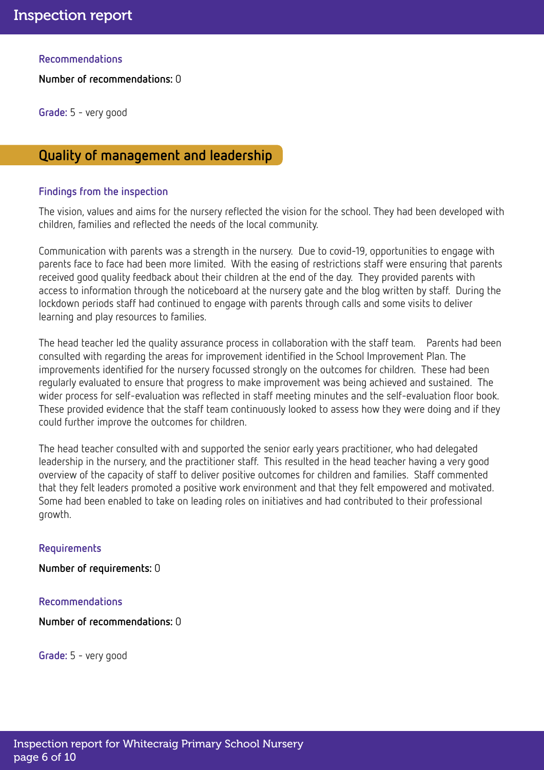### Recommendations

**Number of recommendations:** 0

**Grade:** 5 - very good

## Quality of management and leadership

### Findings from the inspection

The vision, values and aims for the nursery reflected the vision for the school. They had been developed with children, families and reflected the needs of the local community.

Communication with parents was a strength in the nursery. Due to covid-19, opportunities to engage with parents face to face had been more limited. With the easing of restrictions staff were ensuring that parents received good quality feedback about their children at the end of the day. They provided parents with access to information through the noticeboard at the nursery gate and the blog written by staff. During the lockdown periods staff had continued to engage with parents through calls and some visits to deliver learning and play resources to families.

The head teacher led the quality assurance process in collaboration with the staff team. Parents had been consulted with regarding the areas for improvement identified in the School Improvement Plan. The improvements identified for the nursery focussed strongly on the outcomes for children. These had been regularly evaluated to ensure that progress to make improvement was being achieved and sustained. The wider process for self-evaluation was reflected in staff meeting minutes and the self-evaluation floor book. These provided evidence that the staff team continuously looked to assess how they were doing and if they could further improve the outcomes for children.

The head teacher consulted with and supported the senior early years practitioner, who had delegated leadership in the nursery, and the practitioner staff. This resulted in the head teacher having a very good overview of the capacity of staff to deliver positive outcomes for children and families. Staff commented that they felt leaders promoted a positive work environment and that they felt empowered and motivated. Some had been enabled to take on leading roles on initiatives and had contributed to their professional growth.

### Requirements

**Number of requirements:** 0

### Recommendations

**Number of recommendations:** 0

**Grade:** 5 - very good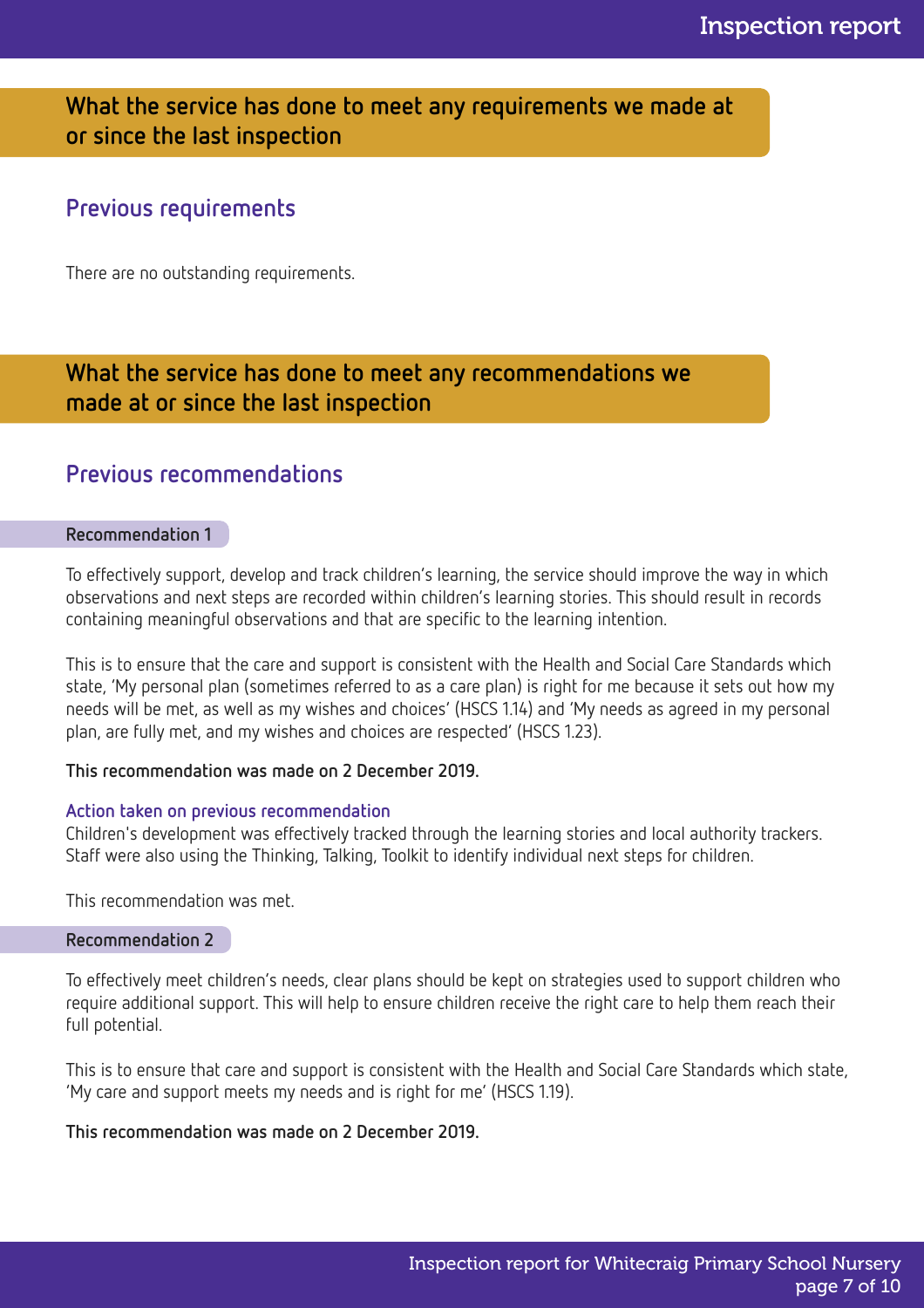## What the service has done to meet any requirements we made at or since the last inspection

### Previous requirements

There are no outstanding requirements.

## What the service has done to meet any recommendations we made at or since the last inspection

### Previous recommendations

#### Recommendation 1

To effectively support, develop and track children's learning, the service should improve the way in which observations and next steps are recorded within children's learning stories. This should result in records containing meaningful observations and that are specific to the learning intention.

This is to ensure that the care and support is consistent with the Health and Social Care Standards which state, 'My personal plan (sometimes referred to as a care plan) is right for me because it sets out how my needs will be met, as well as my wishes and choices' (HSCS 1.14) and 'My needs as agreed in my personal plan, are fully met, and my wishes and choices are respected' (HSCS 1.23).

**This recommendation was made on 2 December 2019.**

**Action taken on previous recommendation**
Children's development was effectively tracked through the learning stories and local authority trackers. Staff were also using the Thinking, Talking, Toolkit to identify individual next steps for children.

This recommendation was met.

#### Recommendation 2

To effectively meet children's needs, clear plans should be kept on strategies used to support children who require additional support. This will help to ensure children receive the right care to help them reach their full potential.

This is to ensure that care and support is consistent with the Health and Social Care Standards which state, 'My care and support meets my needs and is right for me' (HSCS 1.19).

**This recommendation was made on 2 December 2019.**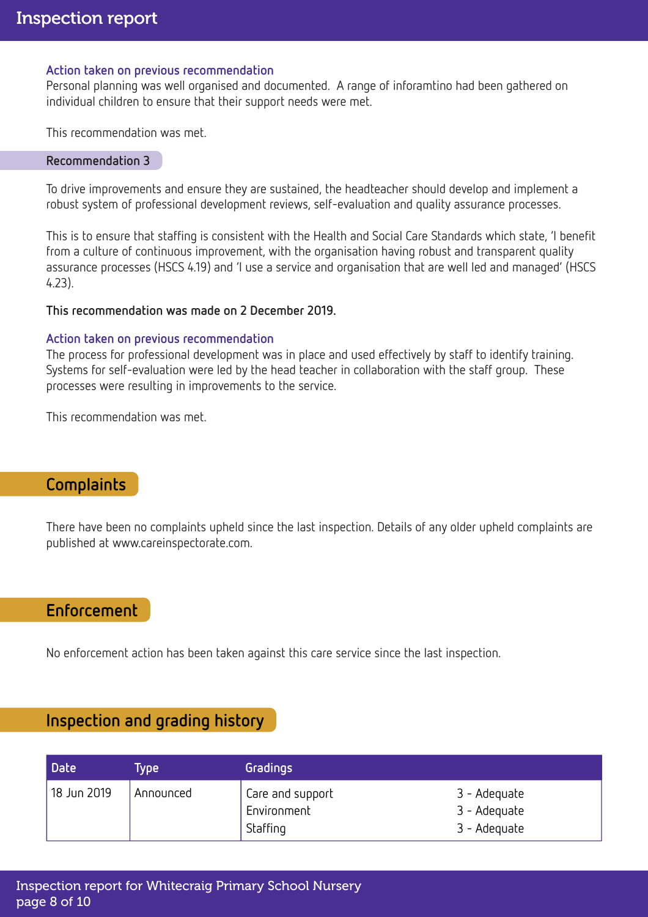### Action taken on previous recommendation

Personal planning was well organised and documented. A range of inforamtino had been gathered on individual children to ensure that their support needs were met.

This recommendation was met.

### Recommendation 3

To drive improvements and ensure they are sustained, the headteacher should develop and implement a robust system of professional development reviews, self-evaluation and quality assurance processes.

This is to ensure that staffing is consistent with the Health and Social Care Standards which state, 'I benefit from a culture of continuous improvement, with the organisation having robust and transparent quality assurance processes (HSCS 4.19) and 'I use a service and organisation that are well led and managed' (HSCS 4.23).

**This recommendation was made on 2 December 2019.**

### Action taken on previous recommendation

The process for professional development was in place and used effectively by staff to identify training. Systems for self-evaluation were led by the head teacher in collaboration with the staff group. These processes were resulting in improvements to the service.

This recommendation was met.

## Complaints

There have been no complaints upheld since the last inspection. Details of any older upheld complaints are published at www.careinspectorate.com.

## Enforcement

No enforcement action has been taken against this care service since the last inspection.

## Inspection and grading history

| Date | Type | Gradings | |
|---|---|---|---|
| 18 Jun 2019 | Announced | Care and support | 3 - Adequate |
| | | Environment | 3 - Adequate |
| | | Staffing | 3 - Adequate |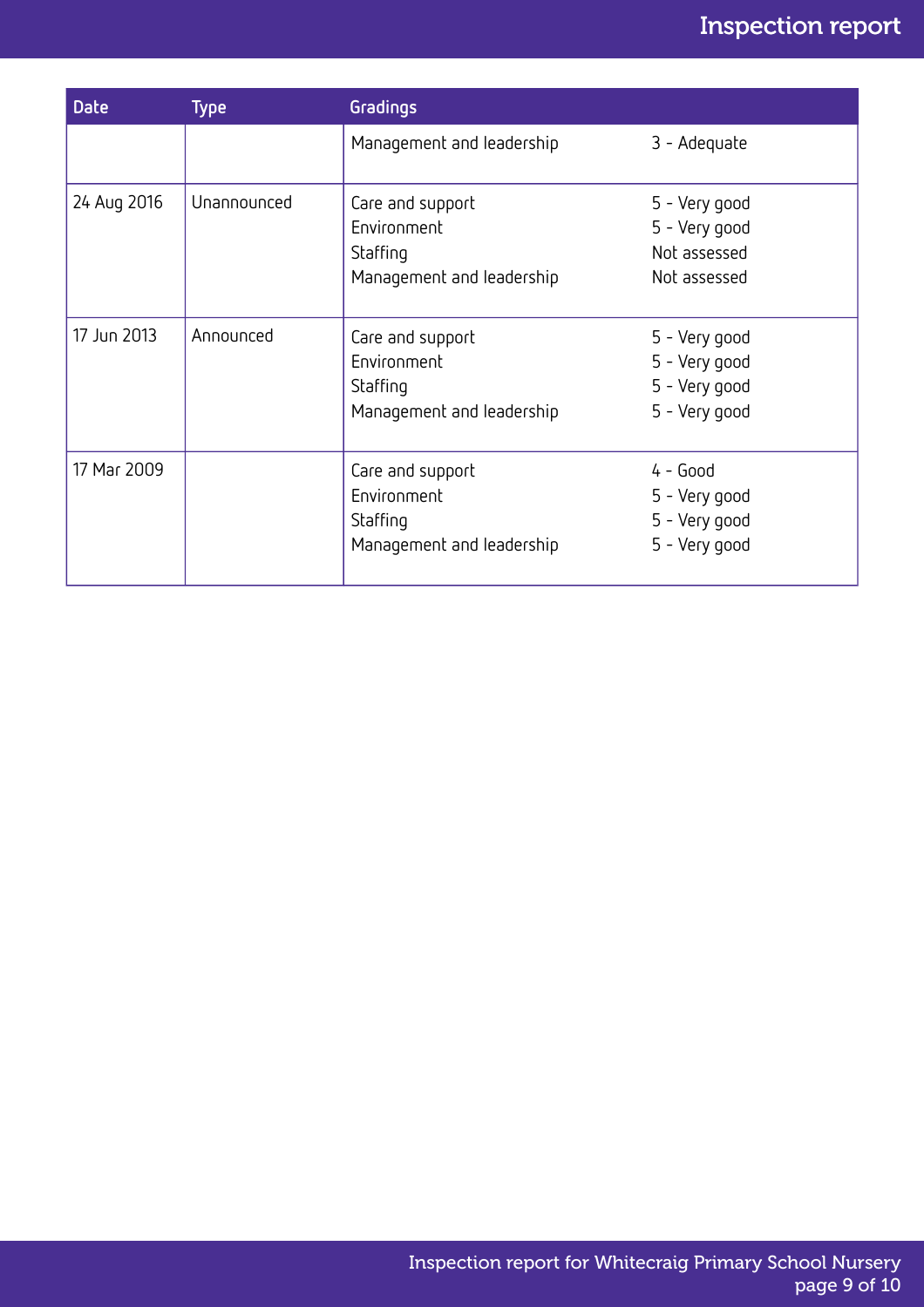| Date | Type | Gradings | |
|---|---|---|---|
| | | Management and leadership | 3 - Adequate |
| 24 Aug 2016 | Unannounced | Care and support<br>Environment<br>Staffing<br>Management and leadership | 5 - Very good<br>5 - Very good<br>Not assessed<br>Not assessed |
| 17 Jun 2013 | Announced | Care and support<br>Environment<br>Staffing<br>Management and leadership | 5 - Very good<br>5 - Very good<br>5 - Very good<br>5 - Very good |
| 17 Mar 2009 | | Care and support<br>Environment<br>Staffing<br>Management and leadership | 4 - Good<br>5 - Very good<br>5 - Very good<br>5 - Very good |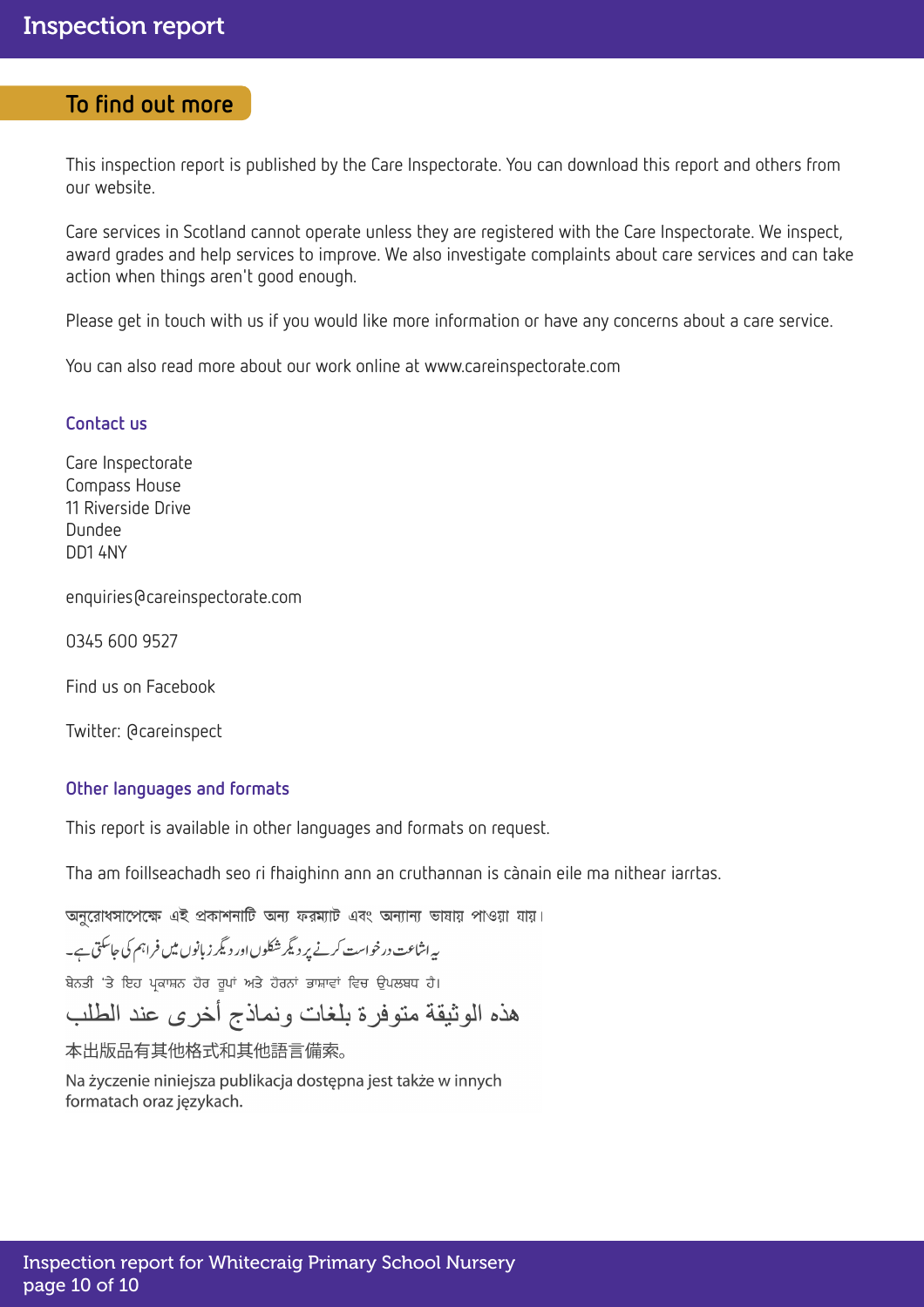## To find out more

This inspection report is published by the Care Inspectorate. You can download this report and others from our website.

Care services in Scotland cannot operate unless they are registered with the Care Inspectorate. We inspect, award grades and help services to improve. We also investigate complaints about care services and can take action when things aren't good enough.

Please get in touch with us if you would like more information or have any concerns about a care service.

You can also read more about our work online at www.careinspectorate.com

### Contact us

Care Inspectorate
Compass House
11 Riverside Drive
Dundee
DD1 4NY

enquiries@careinspectorate.com

0345 600 9527

Find us on Facebook

Twitter: @careinspect

### Other languages and formats

This report is available in other languages and formats on request.

Tha am foillseachadh seo ri fhaighinn ann an cruthannan is cànain eile ma nithear iarrtas.

অনুরোধসাপেক্ষে এই প্রকাশনাটি অন্য ফরম্যাট এবং অন্যান্য ভাষায় পাওয়া যায়।

یہ اشاعت درخواست کرنے پر دیگر شکلوں اور دیگر زبانوں میں فراہم کی جاسکتی ہے۔

ਬੇਨਤੀ 'ਤੇ ਇਹ ਪ੍ਰਕਾਸ਼ਨ ਹੋਰ ਰੂਪਾਂ ਅਤੇ ਹੋਰਨਾਂ ਭਾਸ਼ਾਵਾਂ ਵਿਚ ਉਪਲਬਧ ਹੈ।

هذه الوثيقة متوفرة بلغات ونماذج أخرى عند الطلب

本出版品有其他格式和其他語言備索。

Na życzenie niniejsza publikacja dostępna jest także w innych formatach oraz językach.